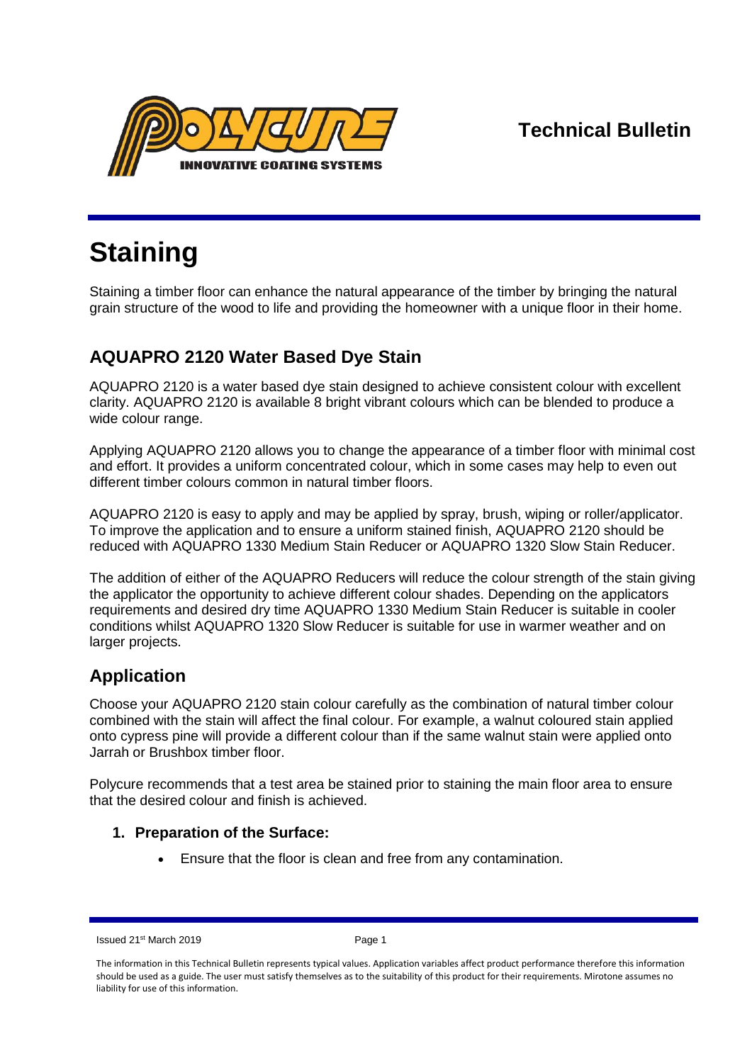**Technical Bulletin**

# Staining

Staining a timber floor can enhance the natural appearance of the timber by bringing the natural grain structure of the wood to life and providing the homeowner with a unique floor in their home.

## AQUAPRO 2120 Water Based Dye Stain

AQUAPRO 2120 is a water based dye stain designed to achieve consistent colour with excellent clarity. AQUAPRO 2120 is available 8 bright vibrant colours which can be blended to produce a wide colour range.

Applying AQUAPRO 2120 allows you to change the appearance of a timber floor with minimal cost and effort. It provides a uniform concentrated colour, which in some cases may help to even out different timber colours common in natural timber floors.

AQUAPRO 2120 is easy to apply and may be applied by spray, brush, wiping or roller/applicator. To improve the application and to ensure a uniform stained finish, AQUAPRO 2120 should be reduced with AQUAPRO 1330 Medium Stain Reducer or AQUAPRO 1320 Slow Stain Reducer.

The addition of either of the AQUAPRO Reducers will reduce the colour strength of the stain giving the applicator the opportunity to achieve different colour shades. Depending on the applicators requirements and desired dry time AQUAPRO 1330 Medium Stain Reducer is suitable in cooler conditions whilst AQUAPRO 1320 Slow Reducer is suitable for use in warmer weather and on larger projects.

## Application

Choose your AQUAPRO 2120 stain colour carefully as the combination of natural timber colour combined with the stain will affect the final colour. For example, a walnut coloured stain applied onto cypress pine will provide a different colour than if the same walnut stain were applied onto Jarrah or Brushbox timber floor.

Polycure recommends that a test area be stained prior to staining the main floor area to ensure that the desired colour and finish is achieved.

1. **Preparation of the Surface:**
   - Ensure that the floor is clean and free from any contamination.

Issued 21st March 2019

The information in this Technical Bulletin represents typical values. Application variables affect product performance therefore this information should be used as a guide. The user must satisfy themselves as to the suitability of this product for their requirements. Mirotone assumes no liability for use of this information.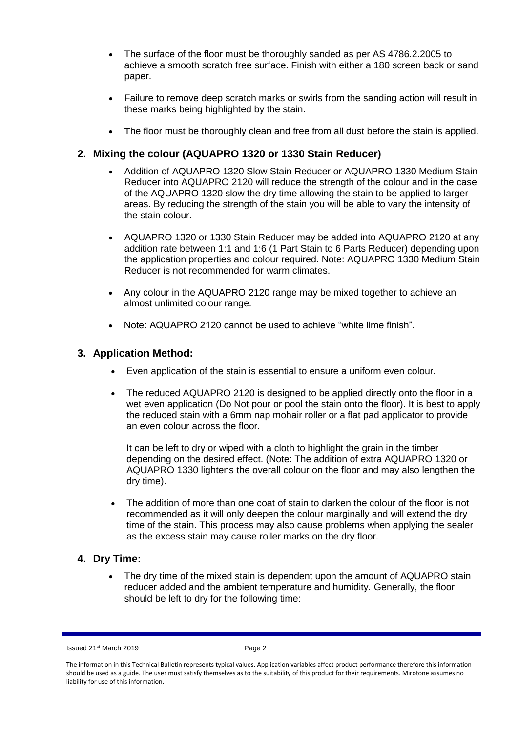- The surface of the floor must be thoroughly sanded as per AS 4786.2.2005 to achieve a smooth scratch free surface. Finish with either a 180 screen back or sand paper.
- Failure to remove deep scratch marks or swirls from the sanding action will result in these marks being highlighted by the stain.
- The floor must be thoroughly clean and free from all dust before the stain is applied.

## 2. Mixing the colour (AQUAPRO 1320 or 1330 Stain Reducer)

- Addition of AQUAPRO 1320 Slow Stain Reducer or AQUAPRO 1330 Medium Stain Reducer into AQUAPRO 2120 will reduce the strength of the colour and in the case of the AQUAPRO 1320 slow the dry time allowing the stain to be applied to larger areas. By reducing the strength of the stain you will be able to vary the intensity of the stain colour.
- AQUAPRO 1320 or 1330 Stain Reducer may be added into AQUAPRO 2120 at any addition rate between 1:1 and 1:6 (1 Part Stain to 6 Parts Reducer) depending upon the application properties and colour required. Note: AQUAPRO 1330 Medium Stain Reducer is not recommended for warm climates.
- Any colour in the AQUAPRO 2120 range may be mixed together to achieve an almost unlimited colour range.
- Note: AQUAPRO 2120 cannot be used to achieve "white lime finish".

## 3. Application Method:

- Even application of the stain is essential to ensure a uniform even colour.
- The reduced AQUAPRO 2120 is designed to be applied directly onto the floor in a wet even application (Do Not pour or pool the stain onto the floor). It is best to apply the reduced stain with a 6mm nap mohair roller or a flat pad applicator to provide an even colour across the floor.

  It can be left to dry or wiped with a cloth to highlight the grain in the timber depending on the desired effect. (Note: The addition of extra AQUAPRO 1320 or AQUAPRO 1330 lightens the overall colour on the floor and may also lengthen the dry time).
- The addition of more than one coat of stain to darken the colour of the floor is not recommended as it will only deepen the colour marginally and will extend the dry time of the stain. This process may also cause problems when applying the sealer as the excess stain may cause roller marks on the dry floor.

## 4. Dry Time:

- The dry time of the mixed stain is dependent upon the amount of AQUAPRO stain reducer added and the ambient temperature and humidity. Generally, the floor should be left to dry for the following time:

Issued 21st March 2019

The information in this Technical Bulletin represents typical values. Application variables affect product performance therefore this information should be used as a guide. The user must satisfy themselves as to the suitability of this product for their requirements. Mirotone assumes no liability for use of this information.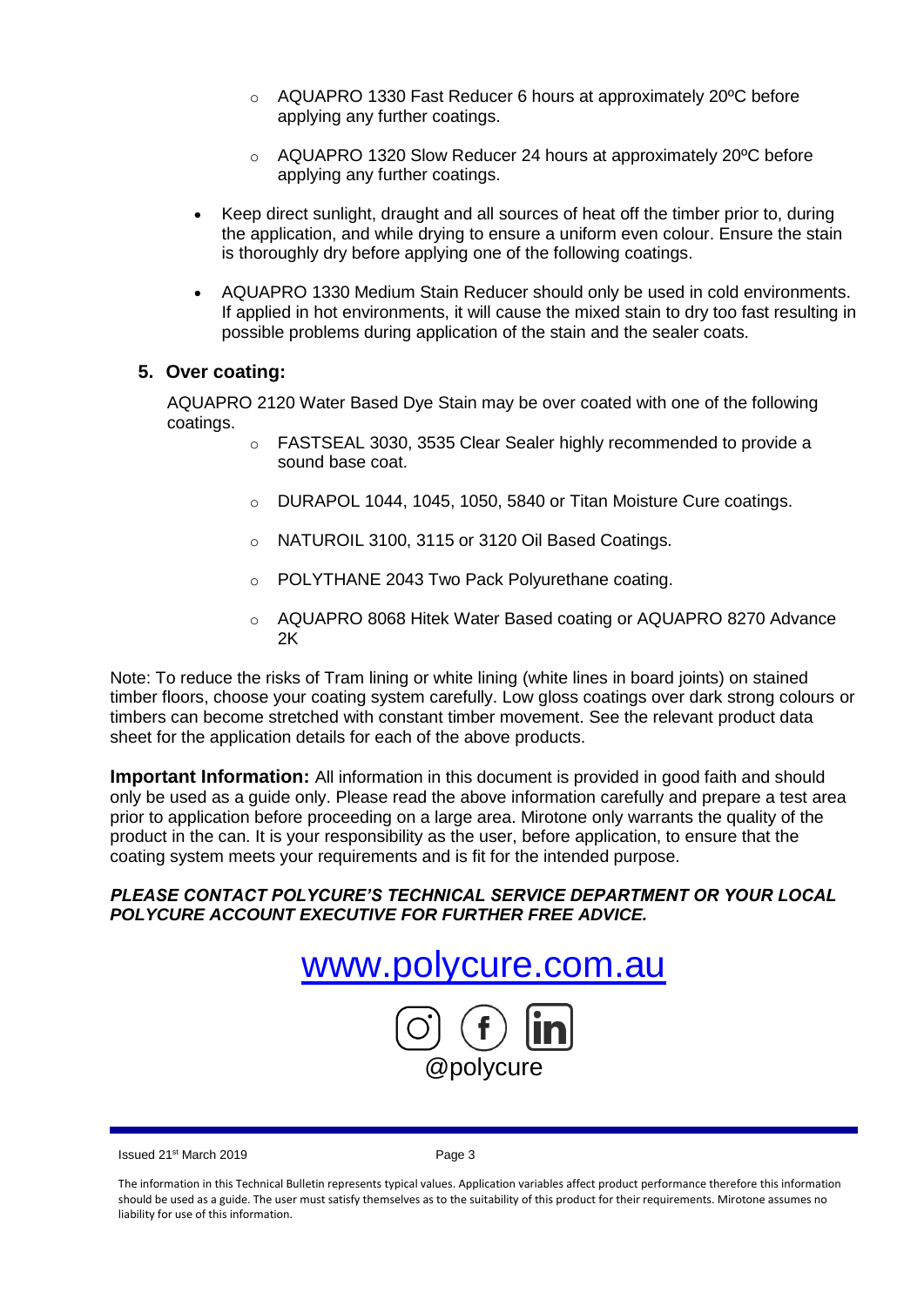- AQUAPRO 1330 Fast Reducer 6 hours at approximately 20ºC before applying any further coatings.
- AQUAPRO 1320 Slow Reducer 24 hours at approximately 20ºC before applying any further coatings.

- Keep direct sunlight, draught and all sources of heat off the timber prior to, during the application, and while drying to ensure a uniform even colour. Ensure the stain is thoroughly dry before applying one of the following coatings.
- AQUAPRO 1330 Medium Stain Reducer should only be used in cold environments. If applied in hot environments, it will cause the mixed stain to dry too fast resulting in possible problems during application of the stain and the sealer coats.

## 5. Over coating:

AQUAPRO 2120 Water Based Dye Stain may be over coated with one of the following coatings.

- FASTSEAL 3030, 3535 Clear Sealer highly recommended to provide a sound base coat.
- DURAPOL 1044, 1045, 1050, 5840 or Titan Moisture Cure coatings.
- NATUROIL 3100, 3115 or 3120 Oil Based Coatings.
- POLYTHANE 2043 Two Pack Polyurethane coating.
- AQUAPRO 8068 Hitek Water Based coating or AQUAPRO 8270 Advance 2K

Note: To reduce the risks of Tram lining or white lining (white lines in board joints) on stained timber floors, choose your coating system carefully. Low gloss coatings over dark strong colours or timbers can become stretched with constant timber movement. See the relevant product data sheet for the application details for each of the above products.

**Important Information:** All information in this document is provided in good faith and should only be used as a guide only. Please read the above information carefully and prepare a test area prior to application before proceeding on a large area. Mirotone only warrants the quality of the product in the can. It is your responsibility as the user, before application, to ensure that the coating system meets your requirements and is fit for the intended purpose.

***PLEASE CONTACT POLYCURE'S TECHNICAL SERVICE DEPARTMENT OR YOUR LOCAL POLYCURE ACCOUNT EXECUTIVE FOR FURTHER FREE ADVICE.***

www.polycure.com.au

@polycure

Issued 21st March 2019

The information in this Technical Bulletin represents typical values. Application variables affect product performance therefore this information should be used as a guide. The user must satisfy themselves as to the suitability of this product for their requirements. Mirotone assumes no liability for use of this information.